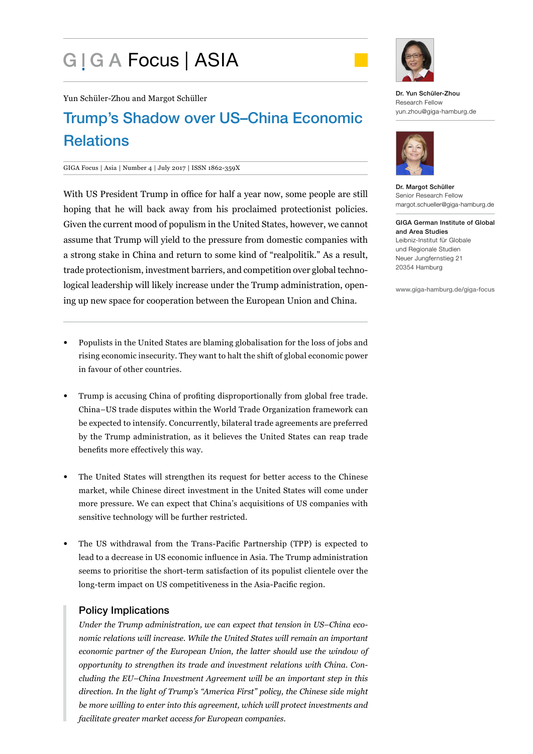# GIGA Focus | ASIA

Yun Schüler-Zhou and Margot Schüller

## Trump's Shadow over US–China Economic Relations

GIGA Focus | Asia | Number 4 | July 2017 | ISSN 1862-359X

With US President Trump in office for half a year now, some people are still hoping that he will back away from his proclaimed protectionist policies. Given the current mood of populism in the United States, however, we cannot assume that Trump will yield to the pressure from domestic companies with a strong stake in China and return to some kind of "realpolitik." As a result, trade protectionism, investment barriers, and competition over global technological leadership will likely increase under the Trump administration, opening up new space for cooperation between the European Union and China.

- Populists in the United States are blaming globalisation for the loss of jobs and rising economic insecurity. They want to halt the shift of global economic power in favour of other countries.
- Trump is accusing China of profiting disproportionally from global free trade. China–US trade disputes within the World Trade Organization framework can be expected to intensify. Concurrently, bilateral trade agreements are preferred by the Trump administration, as it believes the United States can reap trade benefits more effectively this way.
- The United States will strengthen its request for better access to the Chinese market, while Chinese direct investment in the United States will come under more pressure. We can expect that China's acquisitions of US companies with sensitive technology will be further restricted.
- The US withdrawal from the Trans-Pacific Partnership (TPP) is expected to lead to a decrease in US economic influence in Asia. The Trump administration seems to prioritise the short-term satisfaction of its populist clientele over the long-term impact on US competitiveness in the Asia-Pacific region.

### Policy Implications

*Under the Trump administration, we can expect that tension in US–China economic relations will increase. While the United States will remain an important economic partner of the European Union, the latter should use the window of opportunity to strengthen its trade and investment relations with China. Concluding the EU–China Investment Agreement will be an important step in this direction. In the light of Trump's "America First" policy, the Chinese side might be more willing to enter into this agreement, which will protect investments and facilitate greater market access for European companies.*

**Dr. Yun Schüler-Zhou**
Research Fellow
yun.zhou@giga-hamburg.de

**Dr. Margot Schüller**
Senior Research Fellow
margot.schueller@giga-hamburg.de

**GIGA German Institute of Global and Area Studies**
Leibniz-Institut für Globale und Regionale Studien
Neuer Jungfernstieg 21
20354 Hamburg

www.giga-hamburg.de/giga-focus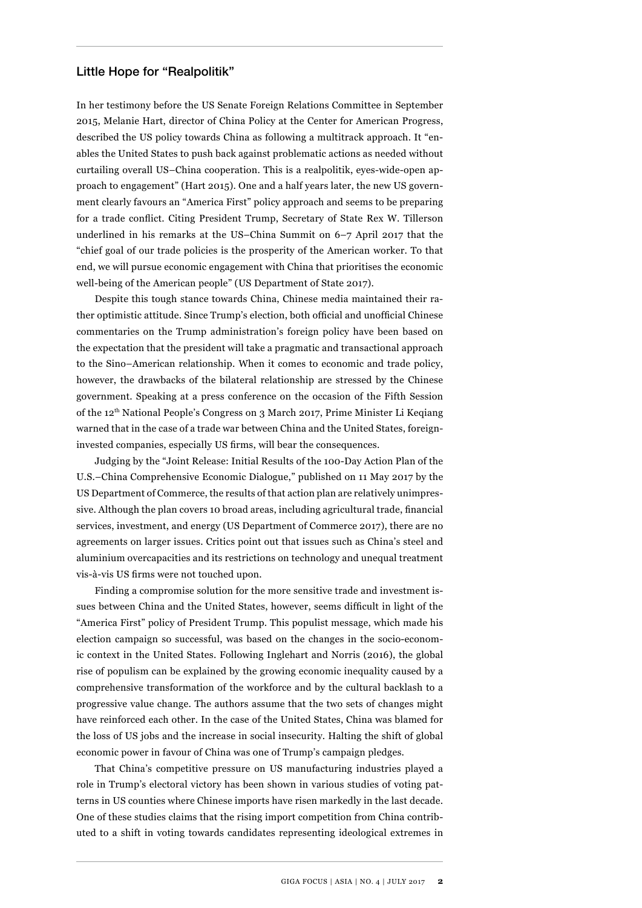## Little Hope for "Realpolitik"

In her testimony before the US Senate Foreign Relations Committee in September 2015, Melanie Hart, director of China Policy at the Center for American Progress, described the US policy towards China as following a multitrack approach. It "enables the United States to push back against problematic actions as needed without curtailing overall US–China cooperation. This is a realpolitik, eyes-wide-open approach to engagement" (Hart 2015). One and a half years later, the new US government clearly favours an "America First" policy approach and seems to be preparing for a trade conflict. Citing President Trump, Secretary of State Rex W. Tillerson underlined in his remarks at the US–China Summit on 6–7 April 2017 that the "chief goal of our trade policies is the prosperity of the American worker. To that end, we will pursue economic engagement with China that prioritises the economic well-being of the American people" (US Department of State 2017).

Despite this tough stance towards China, Chinese media maintained their rather optimistic attitude. Since Trump's election, both official and unofficial Chinese commentaries on the Trump administration's foreign policy have been based on the expectation that the president will take a pragmatic and transactional approach to the Sino–American relationship. When it comes to economic and trade policy, however, the drawbacks of the bilateral relationship are stressed by the Chinese government. Speaking at a press conference on the occasion of the Fifth Session of the 12th National People's Congress on 3 March 2017, Prime Minister Li Keqiang warned that in the case of a trade war between China and the United States, foreign-invested companies, especially US firms, will bear the consequences.

Judging by the "Joint Release: Initial Results of the 100-Day Action Plan of the U.S.–China Comprehensive Economic Dialogue," published on 11 May 2017 by the US Department of Commerce, the results of that action plan are relatively unimpressive. Although the plan covers 10 broad areas, including agricultural trade, financial services, investment, and energy (US Department of Commerce 2017), there are no agreements on larger issues. Critics point out that issues such as China's steel and aluminium overcapacities and its restrictions on technology and unequal treatment vis-à-vis US firms were not touched upon.

Finding a compromise solution for the more sensitive trade and investment issues between China and the United States, however, seems difficult in light of the "America First" policy of President Trump. This populist message, which made his election campaign so successful, was based on the changes in the socio-economic context in the United States. Following Inglehart and Norris (2016), the global rise of populism can be explained by the growing economic inequality caused by a comprehensive transformation of the workforce and by the cultural backlash to a progressive value change. The authors assume that the two sets of changes might have reinforced each other. In the case of the United States, China was blamed for the loss of US jobs and the increase in social insecurity. Halting the shift of global economic power in favour of China was one of Trump's campaign pledges.

That China's competitive pressure on US manufacturing industries played a role in Trump's electoral victory has been shown in various studies of voting patterns in US counties where Chinese imports have risen markedly in the last decade. One of these studies claims that the rising import competition from China contributed to a shift in voting towards candidates representing ideological extremes in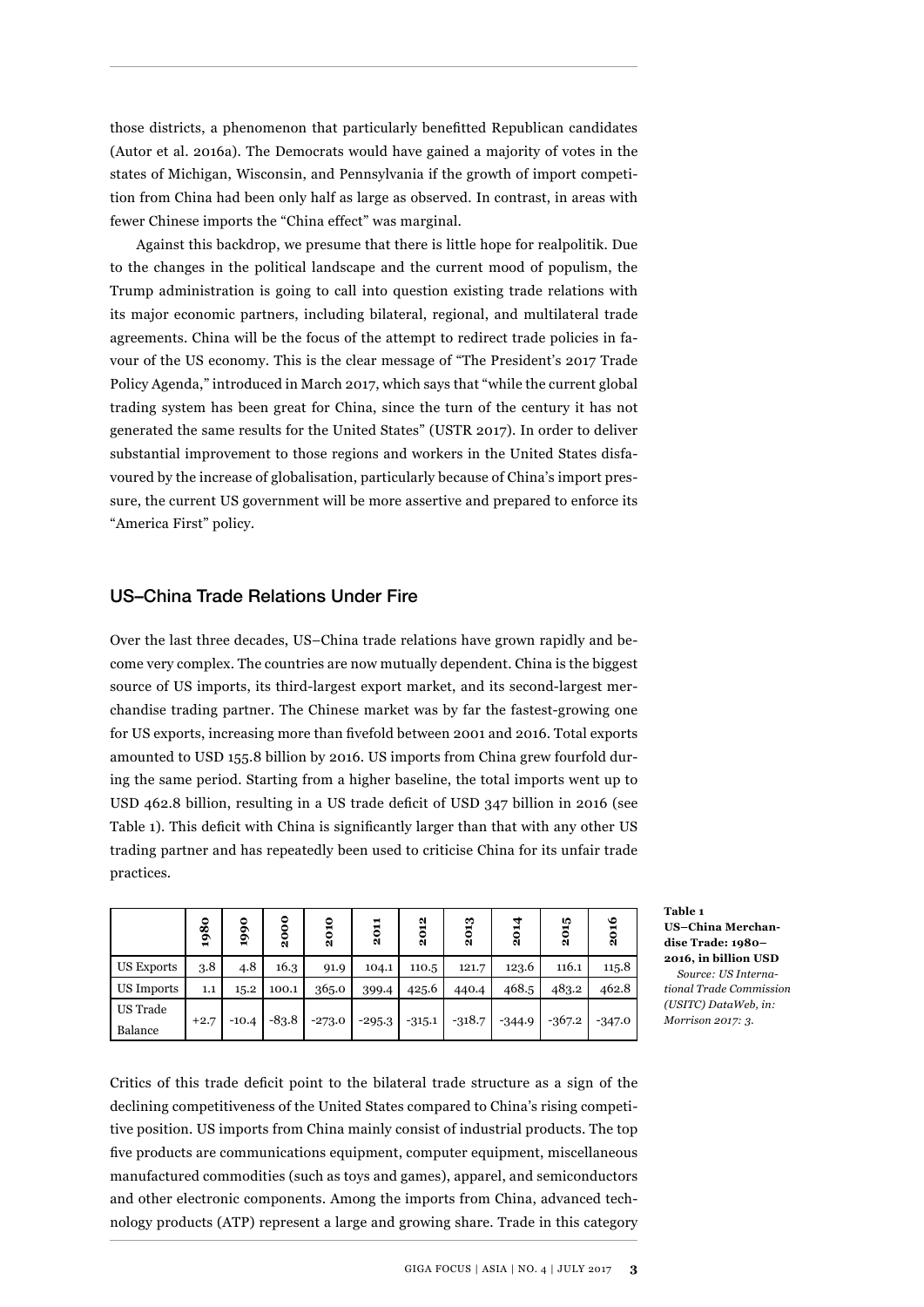those districts, a phenomenon that particularly benefitted Republican candidates (Autor et al. 2016a). The Democrats would have gained a majority of votes in the states of Michigan, Wisconsin, and Pennsylvania if the growth of import competition from China had been only half as large as observed. In contrast, in areas with fewer Chinese imports the "China effect" was marginal.

Against this backdrop, we presume that there is little hope for realpolitik. Due to the changes in the political landscape and the current mood of populism, the Trump administration is going to call into question existing trade relations with its major economic partners, including bilateral, regional, and multilateral trade agreements. China will be the focus of the attempt to redirect trade policies in favour of the US economy. This is the clear message of "The President's 2017 Trade Policy Agenda," introduced in March 2017, which says that "while the current global trading system has been great for China, since the turn of the century it has not generated the same results for the United States" (USTR 2017). In order to deliver substantial improvement to those regions and workers in the United States disfavoured by the increase of globalisation, particularly because of China's import pressure, the current US government will be more assertive and prepared to enforce its "America First" policy.

## US–China Trade Relations Under Fire

Over the last three decades, US–China trade relations have grown rapidly and become very complex. The countries are now mutually dependent. China is the biggest source of US imports, its third-largest export market, and its second-largest merchandise trading partner. The Chinese market was by far the fastest-growing one for US exports, increasing more than fivefold between 2001 and 2016. Total exports amounted to USD 155.8 billion by 2016. US imports from China grew fourfold during the same period. Starting from a higher baseline, the total imports went up to USD 462.8 billion, resulting in a US trade deficit of USD 347 billion in 2016 (see Table 1). This deficit with China is significantly larger than that with any other US trading partner and has repeatedly been used to criticise China for its unfair trade practices.

| | 1980 | 1990 | 2000 | 2010 | 2011 | 2012 | 2013 | 2014 | 2015 | 2016 |
|---|---|---|---|---|---|---|---|---|---|---|
| US Exports | 3.8 | 4.8 | 16.3 | 91.9 | 104.1 | 110.5 | 121.7 | 123.6 | 116.1 | 115.8 |
| US Imports | 1.1 | 15.2 | 100.1 | 365.0 | 399.4 | 425.6 | 440.4 | 468.5 | 483.2 | 462.8 |
| US Trade Balance | +2.7 | -10.4 | -83.8 | -273.0 | -295.3 | -315.1 | -318.7 | -344.9 | -367.2 | -347.0 |

**Table 1**
**US–China Merchandise Trade: 1980–2016, in billion USD**
*Source: US International Trade Commission (USITC) DataWeb, in: Morrison 2017: 3.*

Critics of this trade deficit point to the bilateral trade structure as a sign of the declining competitiveness of the United States compared to China's rising competitive position. US imports from China mainly consist of industrial products. The top five products are communications equipment, computer equipment, miscellaneous manufactured commodities (such as toys and games), apparel, and semiconductors and other electronic components. Among the imports from China, advanced technology products (ATP) represent a large and growing share. Trade in this category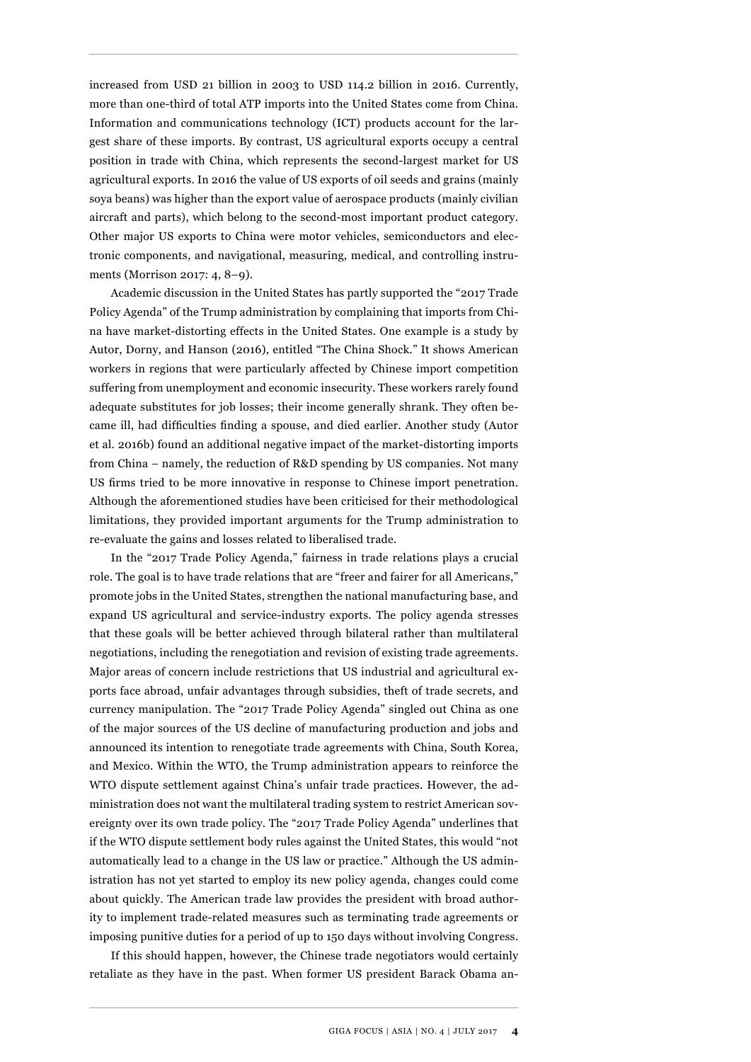increased from USD 21 billion in 2003 to USD 114.2 billion in 2016. Currently, more than one-third of total ATP imports into the United States come from China. Information and communications technology (ICT) products account for the largest share of these imports. By contrast, US agricultural exports occupy a central position in trade with China, which represents the second-largest market for US agricultural exports. In 2016 the value of US exports of oil seeds and grains (mainly soya beans) was higher than the export value of aerospace products (mainly civilian aircraft and parts), which belong to the second-most important product category. Other major US exports to China were motor vehicles, semiconductors and electronic components, and navigational, measuring, medical, and controlling instruments (Morrison 2017: 4, 8–9).

Academic discussion in the United States has partly supported the "2017 Trade Policy Agenda" of the Trump administration by complaining that imports from China have market-distorting effects in the United States. One example is a study by Autor, Dorny, and Hanson (2016), entitled "The China Shock." It shows American workers in regions that were particularly affected by Chinese import competition suffering from unemployment and economic insecurity. These workers rarely found adequate substitutes for job losses; their income generally shrank. They often became ill, had difficulties finding a spouse, and died earlier. Another study (Autor et al. 2016b) found an additional negative impact of the market-distorting imports from China – namely, the reduction of R&D spending by US companies. Not many US firms tried to be more innovative in response to Chinese import penetration. Although the aforementioned studies have been criticised for their methodological limitations, they provided important arguments for the Trump administration to re-evaluate the gains and losses related to liberalised trade.

In the "2017 Trade Policy Agenda," fairness in trade relations plays a crucial role. The goal is to have trade relations that are "freer and fairer for all Americans," promote jobs in the United States, strengthen the national manufacturing base, and expand US agricultural and service-industry exports. The policy agenda stresses that these goals will be better achieved through bilateral rather than multilateral negotiations, including the renegotiation and revision of existing trade agreements. Major areas of concern include restrictions that US industrial and agricultural exports face abroad, unfair advantages through subsidies, theft of trade secrets, and currency manipulation. The "2017 Trade Policy Agenda" singled out China as one of the major sources of the US decline of manufacturing production and jobs and announced its intention to renegotiate trade agreements with China, South Korea, and Mexico. Within the WTO, the Trump administration appears to reinforce the WTO dispute settlement against China's unfair trade practices. However, the administration does not want the multilateral trading system to restrict American sovereignty over its own trade policy. The "2017 Trade Policy Agenda" underlines that if the WTO dispute settlement body rules against the United States, this would "not automatically lead to a change in the US law or practice." Although the US administration has not yet started to employ its new policy agenda, changes could come about quickly. The American trade law provides the president with broad authority to implement trade-related measures such as terminating trade agreements or imposing punitive duties for a period of up to 150 days without involving Congress.

If this should happen, however, the Chinese trade negotiators would certainly retaliate as they have in the past. When former US president Barack Obama an-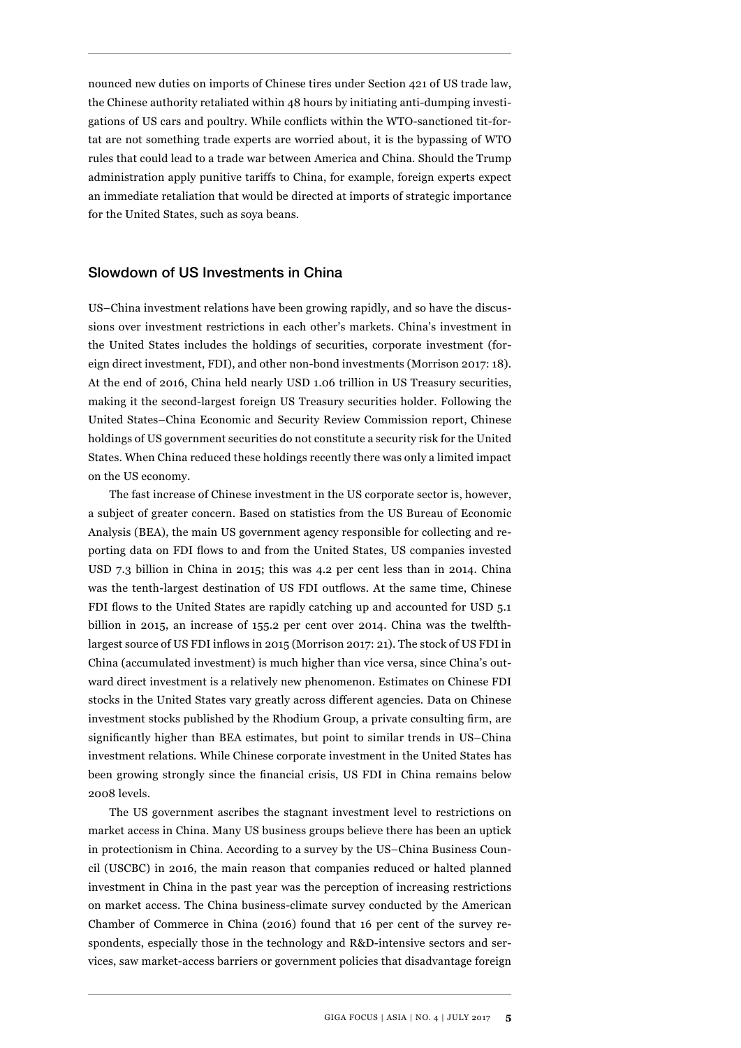nounced new duties on imports of Chinese tires under Section 421 of US trade law, the Chinese authority retaliated within 48 hours by initiating anti-dumping investigations of US cars and poultry. While conflicts within the WTO-sanctioned tit-for-tat are not something trade experts are worried about, it is the bypassing of WTO rules that could lead to a trade war between America and China. Should the Trump administration apply punitive tariffs to China, for example, foreign experts expect an immediate retaliation that would be directed at imports of strategic importance for the United States, such as soya beans.

## Slowdown of US Investments in China

US–China investment relations have been growing rapidly, and so have the discussions over investment restrictions in each other's markets. China's investment in the United States includes the holdings of securities, corporate investment (foreign direct investment, FDI), and other non-bond investments (Morrison 2017: 18). At the end of 2016, China held nearly USD 1.06 trillion in US Treasury securities, making it the second-largest foreign US Treasury securities holder. Following the United States–China Economic and Security Review Commission report, Chinese holdings of US government securities do not constitute a security risk for the United States. When China reduced these holdings recently there was only a limited impact on the US economy.

The fast increase of Chinese investment in the US corporate sector is, however, a subject of greater concern. Based on statistics from the US Bureau of Economic Analysis (BEA), the main US government agency responsible for collecting and reporting data on FDI flows to and from the United States, US companies invested USD 7.3 billion in China in 2015; this was 4.2 per cent less than in 2014. China was the tenth-largest destination of US FDI outflows. At the same time, Chinese FDI flows to the United States are rapidly catching up and accounted for USD 5.1 billion in 2015, an increase of 155.2 per cent over 2014. China was the twelfth-largest source of US FDI inflows in 2015 (Morrison 2017: 21). The stock of US FDI in China (accumulated investment) is much higher than vice versa, since China's outward direct investment is a relatively new phenomenon. Estimates on Chinese FDI stocks in the United States vary greatly across different agencies. Data on Chinese investment stocks published by the Rhodium Group, a private consulting firm, are significantly higher than BEA estimates, but point to similar trends in US–China investment relations. While Chinese corporate investment in the United States has been growing strongly since the financial crisis, US FDI in China remains below 2008 levels.

The US government ascribes the stagnant investment level to restrictions on market access in China. Many US business groups believe there has been an uptick in protectionism in China. According to a survey by the US–China Business Council (USCBC) in 2016, the main reason that companies reduced or halted planned investment in China in the past year was the perception of increasing restrictions on market access. The China business-climate survey conducted by the American Chamber of Commerce in China (2016) found that 16 per cent of the survey respondents, especially those in the technology and R&D-intensive sectors and services, saw market-access barriers or government policies that disadvantage foreign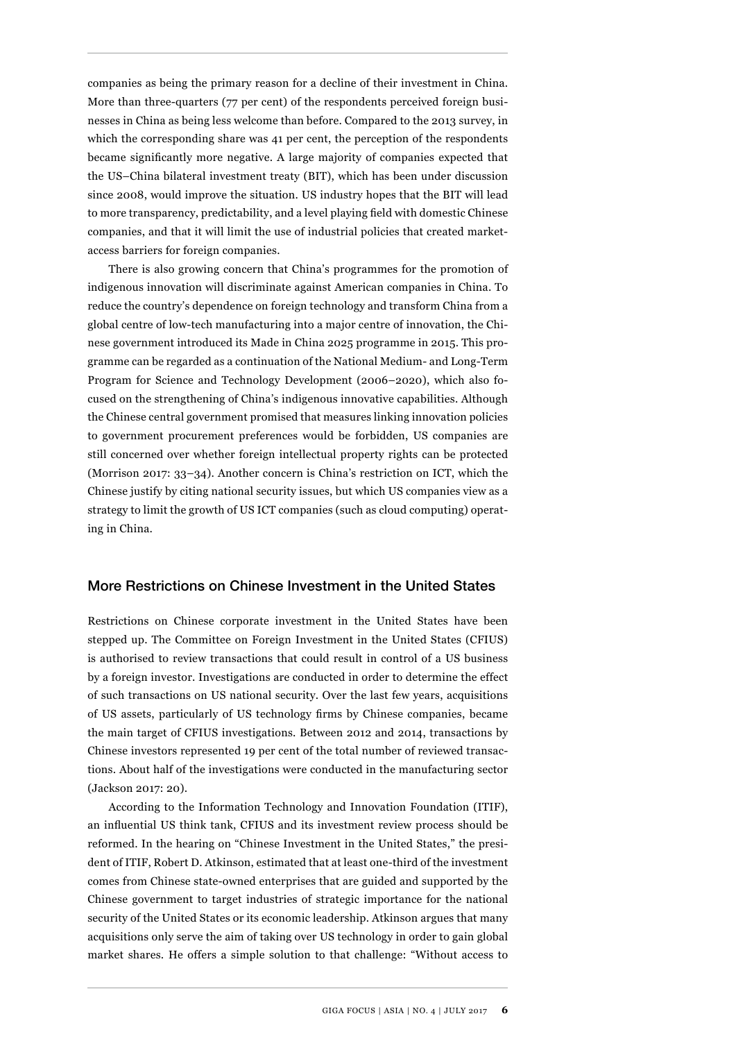companies as being the primary reason for a decline of their investment in China. More than three-quarters (77 per cent) of the respondents perceived foreign businesses in China as being less welcome than before. Compared to the 2013 survey, in which the corresponding share was 41 per cent, the perception of the respondents became significantly more negative. A large majority of companies expected that the US–China bilateral investment treaty (BIT), which has been under discussion since 2008, would improve the situation. US industry hopes that the BIT will lead to more transparency, predictability, and a level playing field with domestic Chinese companies, and that it will limit the use of industrial policies that created market-access barriers for foreign companies.

There is also growing concern that China's programmes for the promotion of indigenous innovation will discriminate against American companies in China. To reduce the country's dependence on foreign technology and transform China from a global centre of low-tech manufacturing into a major centre of innovation, the Chinese government introduced its Made in China 2025 programme in 2015. This programme can be regarded as a continuation of the National Medium- and Long-Term Program for Science and Technology Development (2006–2020), which also focused on the strengthening of China's indigenous innovative capabilities. Although the Chinese central government promised that measures linking innovation policies to government procurement preferences would be forbidden, US companies are still concerned over whether foreign intellectual property rights can be protected (Morrison 2017: 33–34). Another concern is China's restriction on ICT, which the Chinese justify by citing national security issues, but which US companies view as a strategy to limit the growth of US ICT companies (such as cloud computing) operating in China.

## More Restrictions on Chinese Investment in the United States

Restrictions on Chinese corporate investment in the United States have been stepped up. The Committee on Foreign Investment in the United States (CFIUS) is authorised to review transactions that could result in control of a US business by a foreign investor. Investigations are conducted in order to determine the effect of such transactions on US national security. Over the last few years, acquisitions of US assets, particularly of US technology firms by Chinese companies, became the main target of CFIUS investigations. Between 2012 and 2014, transactions by Chinese investors represented 19 per cent of the total number of reviewed transactions. About half of the investigations were conducted in the manufacturing sector (Jackson 2017: 20).

According to the Information Technology and Innovation Foundation (ITIF), an influential US think tank, CFIUS and its investment review process should be reformed. In the hearing on "Chinese Investment in the United States," the president of ITIF, Robert D. Atkinson, estimated that at least one-third of the investment comes from Chinese state-owned enterprises that are guided and supported by the Chinese government to target industries of strategic importance for the national security of the United States or its economic leadership. Atkinson argues that many acquisitions only serve the aim of taking over US technology in order to gain global market shares. He offers a simple solution to that challenge: "Without access to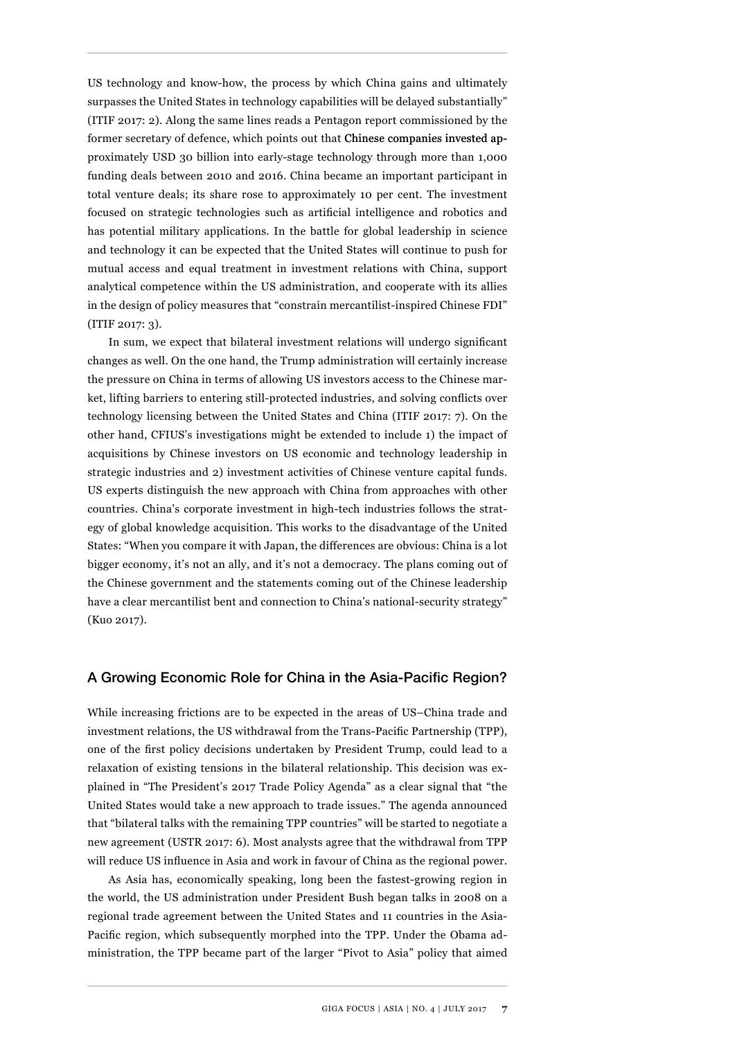US technology and know-how, the process by which China gains and ultimately surpasses the United States in technology capabilities will be delayed substantially" (ITIF 2017: 2). Along the same lines reads a Pentagon report commissioned by the former secretary of defence, which points out that Chinese companies invested approximately USD 30 billion into early-stage technology through more than 1,000 funding deals between 2010 and 2016. China became an important participant in total venture deals; its share rose to approximately 10 per cent. The investment focused on strategic technologies such as artificial intelligence and robotics and has potential military applications. In the battle for global leadership in science and technology it can be expected that the United States will continue to push for mutual access and equal treatment in investment relations with China, support analytical competence within the US administration, and cooperate with its allies in the design of policy measures that "constrain mercantilist-inspired Chinese FDI" (ITIF 2017: 3).

In sum, we expect that bilateral investment relations will undergo significant changes as well. On the one hand, the Trump administration will certainly increase the pressure on China in terms of allowing US investors access to the Chinese market, lifting barriers to entering still-protected industries, and solving conflicts over technology licensing between the United States and China (ITIF 2017: 7). On the other hand, CFIUS's investigations might be extended to include 1) the impact of acquisitions by Chinese investors on US economic and technology leadership in strategic industries and 2) investment activities of Chinese venture capital funds. US experts distinguish the new approach with China from approaches with other countries. China's corporate investment in high-tech industries follows the strategy of global knowledge acquisition. This works to the disadvantage of the United States: "When you compare it with Japan, the differences are obvious: China is a lot bigger economy, it's not an ally, and it's not a democracy. The plans coming out of the Chinese government and the statements coming out of the Chinese leadership have a clear mercantilist bent and connection to China's national-security strategy" (Kuo 2017).

## A Growing Economic Role for China in the Asia-Pacific Region?

While increasing frictions are to be expected in the areas of US–China trade and investment relations, the US withdrawal from the Trans-Pacific Partnership (TPP), one of the first policy decisions undertaken by President Trump, could lead to a relaxation of existing tensions in the bilateral relationship. This decision was explained in "The President's 2017 Trade Policy Agenda" as a clear signal that "the United States would take a new approach to trade issues." The agenda announced that "bilateral talks with the remaining TPP countries" will be started to negotiate a new agreement (USTR 2017: 6). Most analysts agree that the withdrawal from TPP will reduce US influence in Asia and work in favour of China as the regional power.

As Asia has, economically speaking, long been the fastest-growing region in the world, the US administration under President Bush began talks in 2008 on a regional trade agreement between the United States and 11 countries in the Asia-Pacific region, which subsequently morphed into the TPP. Under the Obama administration, the TPP became part of the larger "Pivot to Asia" policy that aimed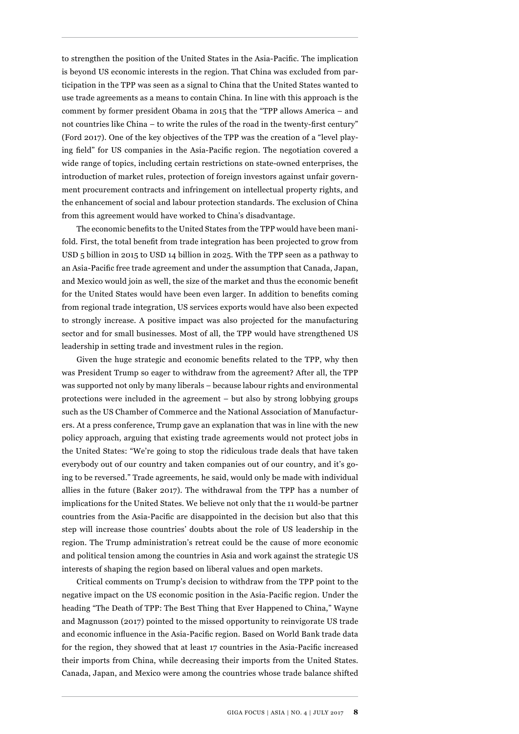to strengthen the position of the United States in the Asia-Pacific. The implication is beyond US economic interests in the region. That China was excluded from participation in the TPP was seen as a signal to China that the United States wanted to use trade agreements as a means to contain China. In line with this approach is the comment by former president Obama in 2015 that the "TPP allows America – and not countries like China – to write the rules of the road in the twenty-first century" (Ford 2017). One of the key objectives of the TPP was the creation of a "level playing field" for US companies in the Asia-Pacific region. The negotiation covered a wide range of topics, including certain restrictions on state-owned enterprises, the introduction of market rules, protection of foreign investors against unfair government procurement contracts and infringement on intellectual property rights, and the enhancement of social and labour protection standards. The exclusion of China from this agreement would have worked to China's disadvantage.

The economic benefits to the United States from the TPP would have been manifold. First, the total benefit from trade integration has been projected to grow from USD 5 billion in 2015 to USD 14 billion in 2025. With the TPP seen as a pathway to an Asia-Pacific free trade agreement and under the assumption that Canada, Japan, and Mexico would join as well, the size of the market and thus the economic benefit for the United States would have been even larger. In addition to benefits coming from regional trade integration, US services exports would have also been expected to strongly increase. A positive impact was also projected for the manufacturing sector and for small businesses. Most of all, the TPP would have strengthened US leadership in setting trade and investment rules in the region.

Given the huge strategic and economic benefits related to the TPP, why then was President Trump so eager to withdraw from the agreement? After all, the TPP was supported not only by many liberals – because labour rights and environmental protections were included in the agreement – but also by strong lobbying groups such as the US Chamber of Commerce and the National Association of Manufacturers. At a press conference, Trump gave an explanation that was in line with the new policy approach, arguing that existing trade agreements would not protect jobs in the United States: "We're going to stop the ridiculous trade deals that have taken everybody out of our country and taken companies out of our country, and it's going to be reversed." Trade agreements, he said, would only be made with individual allies in the future (Baker 2017). The withdrawal from the TPP has a number of implications for the United States. We believe not only that the 11 would-be partner countries from the Asia-Pacific are disappointed in the decision but also that this step will increase those countries' doubts about the role of US leadership in the region. The Trump administration's retreat could be the cause of more economic and political tension among the countries in Asia and work against the strategic US interests of shaping the region based on liberal values and open markets.

Critical comments on Trump's decision to withdraw from the TPP point to the negative impact on the US economic position in the Asia-Pacific region. Under the heading "The Death of TPP: The Best Thing that Ever Happened to China," Wayne and Magnusson (2017) pointed to the missed opportunity to reinvigorate US trade and economic influence in the Asia-Pacific region. Based on World Bank trade data for the region, they showed that at least 17 countries in the Asia-Pacific increased their imports from China, while decreasing their imports from the United States. Canada, Japan, and Mexico were among the countries whose trade balance shifted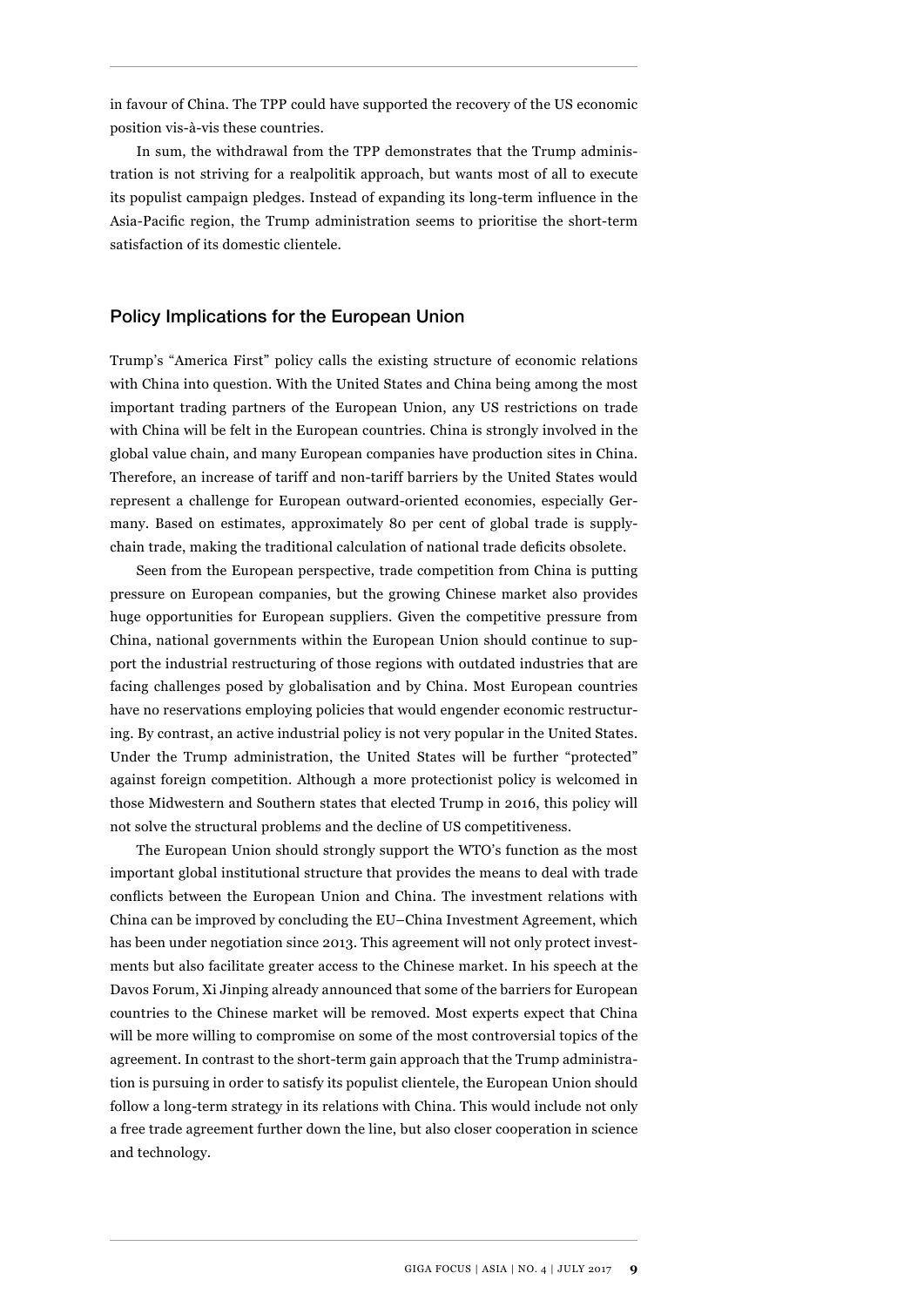in favour of China. The TPP could have supported the recovery of the US economic position vis-à-vis these countries.

In sum, the withdrawal from the TPP demonstrates that the Trump administration is not striving for a realpolitik approach, but wants most of all to execute its populist campaign pledges. Instead of expanding its long-term influence in the Asia-Pacific region, the Trump administration seems to prioritise the short-term satisfaction of its domestic clientele.

## Policy Implications for the European Union

Trump's "America First" policy calls the existing structure of economic relations with China into question. With the United States and China being among the most important trading partners of the European Union, any US restrictions on trade with China will be felt in the European countries. China is strongly involved in the global value chain, and many European companies have production sites in China. Therefore, an increase of tariff and non-tariff barriers by the United States would represent a challenge for European outward-oriented economies, especially Germany. Based on estimates, approximately 80 per cent of global trade is supply-chain trade, making the traditional calculation of national trade deficits obsolete.

Seen from the European perspective, trade competition from China is putting pressure on European companies, but the growing Chinese market also provides huge opportunities for European suppliers. Given the competitive pressure from China, national governments within the European Union should continue to support the industrial restructuring of those regions with outdated industries that are facing challenges posed by globalisation and by China. Most European countries have no reservations employing policies that would engender economic restructuring. By contrast, an active industrial policy is not very popular in the United States. Under the Trump administration, the United States will be further "protected" against foreign competition. Although a more protectionist policy is welcomed in those Midwestern and Southern states that elected Trump in 2016, this policy will not solve the structural problems and the decline of US competitiveness.

The European Union should strongly support the WTO's function as the most important global institutional structure that provides the means to deal with trade conflicts between the European Union and China. The investment relations with China can be improved by concluding the EU–China Investment Agreement, which has been under negotiation since 2013. This agreement will not only protect investments but also facilitate greater access to the Chinese market. In his speech at the Davos Forum, Xi Jinping already announced that some of the barriers for European countries to the Chinese market will be removed. Most experts expect that China will be more willing to compromise on some of the most controversial topics of the agreement. In contrast to the short-term gain approach that the Trump administration is pursuing in order to satisfy its populist clientele, the European Union should follow a long-term strategy in its relations with China. This would include not only a free trade agreement further down the line, but also closer cooperation in science and technology.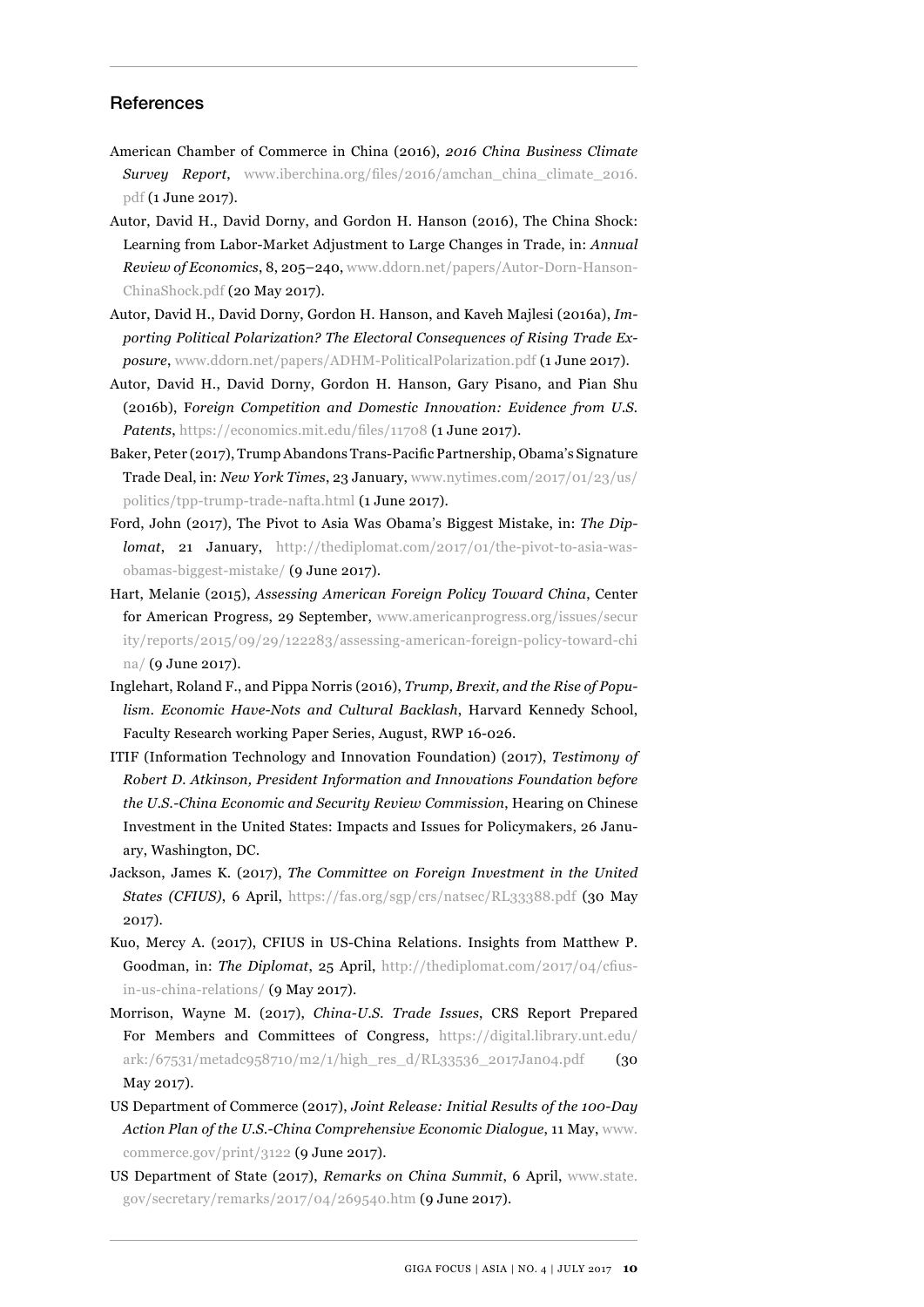## References

American Chamber of Commerce in China (2016), ***2016 China Business Climate Survey Report***, www.iberchina.org/files/2016/amchan_china_climate_2016.pdf (1 June 2017).

Autor, David H., David Dorny, and Gordon H. Hanson (2016), The China Shock: Learning from Labor-Market Adjustment to Large Changes in Trade, in: *Annual Review of Economics*, 8, 205–240, www.ddorn.net/papers/Autor-Dorn-Hanson-ChinaShock.pdf (20 May 2017).

Autor, David H., David Dorny, Gordon H. Hanson, and Kaveh Majlesi (2016a), *Importing Political Polarization? The Electoral Consequences of Rising Trade Exposure*, www.ddorn.net/papers/ADHM-PoliticalPolarization.pdf (1 June 2017).

Autor, David H., David Dorny, Gordon H. Hanson, Gary Pisano, and Pian Shu (2016b), *Foreign Competition and Domestic Innovation: Evidence from U.S. Patents*, https://economics.mit.edu/files/11708 (1 June 2017).

Baker, Peter (2017), Trump Abandons Trans-Pacific Partnership, Obama's Signature Trade Deal, in: *New York Times*, 23 January, www.nytimes.com/2017/01/23/us/politics/tpp-trump-trade-nafta.html (1 June 2017).

Ford, John (2017), The Pivot to Asia Was Obama's Biggest Mistake, in: *The Diplomat*, 21 January, http://thediplomat.com/2017/01/the-pivot-to-asia-was-obamas-biggest-mistake/ (9 June 2017).

Hart, Melanie (2015), *Assessing American Foreign Policy Toward China*, Center for American Progress, 29 September, www.americanprogress.org/issues/security/reports/2015/09/29/122283/assessing-american-foreign-policy-toward-china/ (9 June 2017).

Inglehart, Roland F., and Pippa Norris (2016), *Trump, Brexit, and the Rise of Populism. Economic Have-Nots and Cultural Backlash*, Harvard Kennedy School, Faculty Research working Paper Series, August, RWP 16-026.

ITIF (Information Technology and Innovation Foundation) (2017), *Testimony of Robert D. Atkinson, President Information and Innovations Foundation before the U.S.-China Economic and Security Review Commission*, Hearing on Chinese Investment in the United States: Impacts and Issues for Policymakers, 26 January, Washington, DC.

Jackson, James K. (2017), *The Committee on Foreign Investment in the United States (CFIUS)*, 6 April, https://fas.org/sgp/crs/natsec/RL33388.pdf (30 May 2017).

Kuo, Mercy A. (2017), CFIUS in US-China Relations. Insights from Matthew P. Goodman, in: *The Diplomat*, 25 April, http://thediplomat.com/2017/04/cfius-in-us-china-relations/ (9 May 2017).

Morrison, Wayne M. (2017), *China-U.S. Trade Issues*, CRS Report Prepared For Members and Committees of Congress, https://digital.library.unt.edu/ark:/67531/metadc958710/m2/1/high_res_d/RL33536_2017Jan04.pdf (30 May 2017).

US Department of Commerce (2017), *Joint Release: Initial Results of the 100-Day Action Plan of the U.S.-China Comprehensive Economic Dialogue*, 11 May, www.commerce.gov/print/3122 (9 June 2017).

US Department of State (2017), *Remarks on China Summit*, 6 April, www.state.gov/secretary/remarks/2017/04/269540.htm (9 June 2017).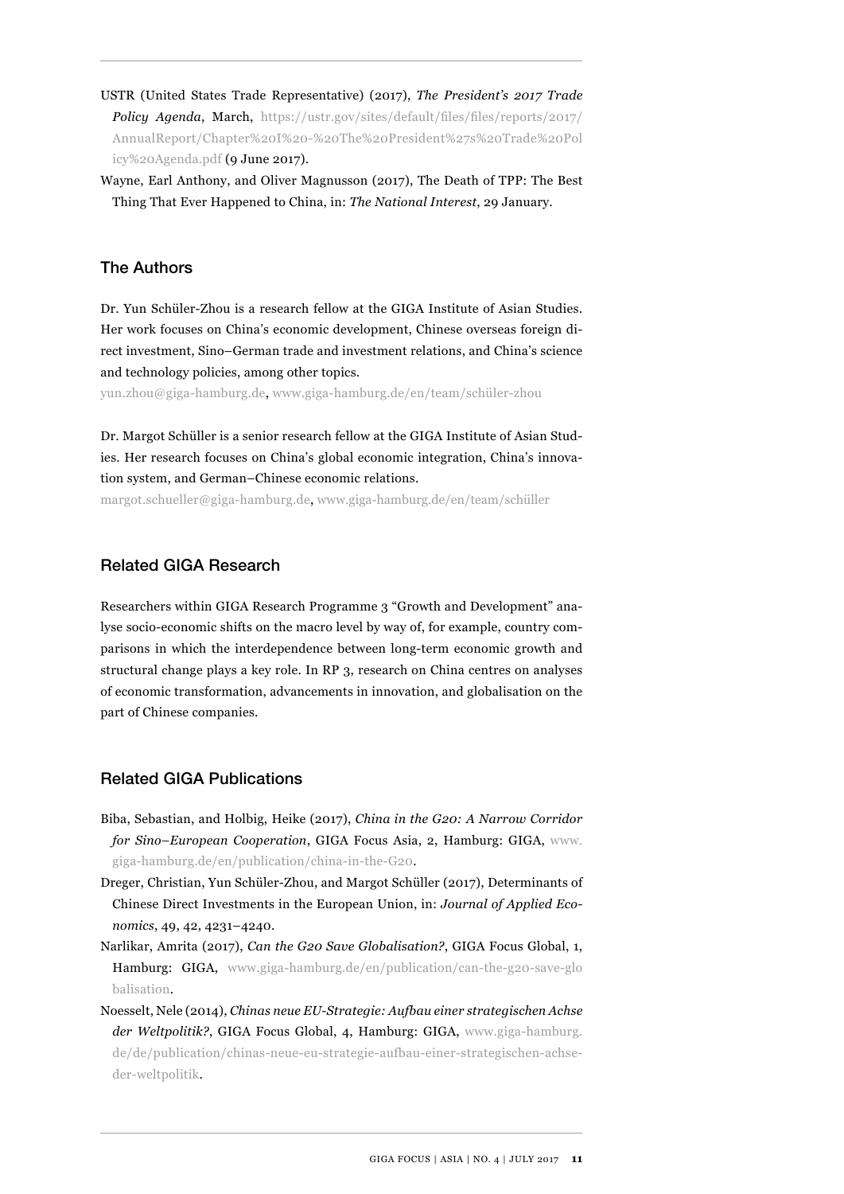USTR (United States Trade Representative) (2017), *The President's 2017 Trade Policy Agenda*, March, https://ustr.gov/sites/default/files/files/reports/2017/AnnualReport/Chapter%20I%20-%20The%20President%27s%20Trade%20Policy%20Agenda.pdf (9 June 2017).

Wayne, Earl Anthony, and Oliver Magnusson (2017), The Death of TPP: The Best Thing That Ever Happened to China, in: *The National Interest*, 29 January.

## The Authors

Dr. Yun Schüler-Zhou is a research fellow at the GIGA Institute of Asian Studies. Her work focuses on China's economic development, Chinese overseas foreign direct investment, Sino–German trade and investment relations, and China's science and technology policies, among other topics.

yun.zhou@giga-hamburg.de, www.giga-hamburg.de/en/team/schüler-zhou

Dr. Margot Schüller is a senior research fellow at the GIGA Institute of Asian Studies. Her research focuses on China's global economic integration, China's innovation system, and German–Chinese economic relations.

margot.schueller@giga-hamburg.de, www.giga-hamburg.de/en/team/schüller

## Related GIGA Research

Researchers within GIGA Research Programme 3 "Growth and Development" analyse socio-economic shifts on the macro level by way of, for example, country comparisons in which the interdependence between long-term economic growth and structural change plays a key role. In RP 3, research on China centres on analyses of economic transformation, advancements in innovation, and globalisation on the part of Chinese companies.

## Related GIGA Publications

Biba, Sebastian, and Holbig, Heike (2017), *China in the G20: A Narrow Corridor for Sino–European Cooperation*, GIGA Focus Asia, 2, Hamburg: GIGA, www.giga-hamburg.de/en/publication/china-in-the-G20.

Dreger, Christian, Yun Schüler-Zhou, and Margot Schüller (2017), Determinants of Chinese Direct Investments in the European Union, in: *Journal of Applied Economics*, 49, 42, 4231–4240.

Narlikar, Amrita (2017), *Can the G20 Save Globalisation?*, GIGA Focus Global, 1, Hamburg: GIGA, www.giga-hamburg.de/en/publication/can-the-g20-save-globalisation.

Noesselt, Nele (2014), *Chinas neue EU-Strategie: Aufbau einer strategischen Achse der Weltpolitik?*, GIGA Focus Global, 4, Hamburg: GIGA, www.giga-hamburg.de/de/publication/chinas-neue-eu-strategie-aufbau-einer-strategischen-achse-der-weltpolitik.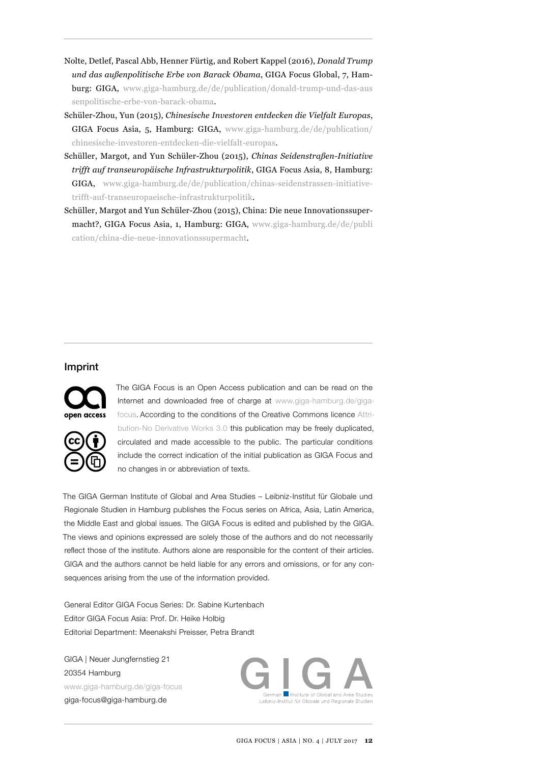Nolte, Detlef, Pascal Abb, Henner Fürtig, and Robert Kappel (2016), *Donald Trump und das außenpolitische Erbe von Barack Obama*, GIGA Focus Global, 7, Hamburg: GIGA, www.giga-hamburg.de/de/publication/donald-trump-und-das-aussenpolitische-erbe-von-barack-obama.

Schüler-Zhou, Yun (2015), *Chinesische Investoren entdecken die Vielfalt Europas*, GIGA Focus Asia, 5, Hamburg: GIGA, www.giga-hamburg.de/de/publication/chinesische-investoren-entdecken-die-vielfalt-europas.

Schüller, Margot, and Yun Schüler-Zhou (2015), *Chinas Seidenstraßen-Initiative trifft auf transeuropäische Infrastrukturpolitik*, GIGA Focus Asia, 8, Hamburg: GIGA, www.giga-hamburg.de/de/publication/chinas-seidenstrassen-initiative-trifft-auf-transeuropaeische-infrastrukturpolitik.

Schüller, Margot and Yun Schüler-Zhou (2015), China: Die neue Innovationssupermacht?, GIGA Focus Asia, 1, Hamburg: GIGA, www.giga-hamburg.de/de/publication/china-die-neue-innovationssupermacht.

## Imprint

The GIGA Focus is an Open Access publication and can be read on the Internet and downloaded free of charge at www.giga-hamburg.de/giga-focus. According to the conditions of the Creative Commons licence Attribution-No Derivative Works 3.0 this publication may be freely duplicated, circulated and made accessible to the public. The particular conditions include the correct indication of the initial publication as GIGA Focus and no changes in or abbreviation of texts.

The GIGA German Institute of Global and Area Studies – Leibniz-Institut für Globale und Regionale Studien in Hamburg publishes the Focus series on Africa, Asia, Latin America, the Middle East and global issues. The GIGA Focus is edited and published by the GIGA. The views and opinions expressed are solely those of the authors and do not necessarily reflect those of the institute. Authors alone are responsible for the content of their articles. GIGA and the authors cannot be held liable for any errors and omissions, or for any consequences arising from the use of the information provided.

General Editor GIGA Focus Series: Dr. Sabine Kurtenbach
Editor GIGA Focus Asia: Prof. Dr. Heike Holbig
Editorial Department: Meenakshi Preisser, Petra Brandt

GIGA | Neuer Jungfernstieg 21
20354 Hamburg
www.giga-hamburg.de/giga-focus
giga-focus@giga-hamburg.de